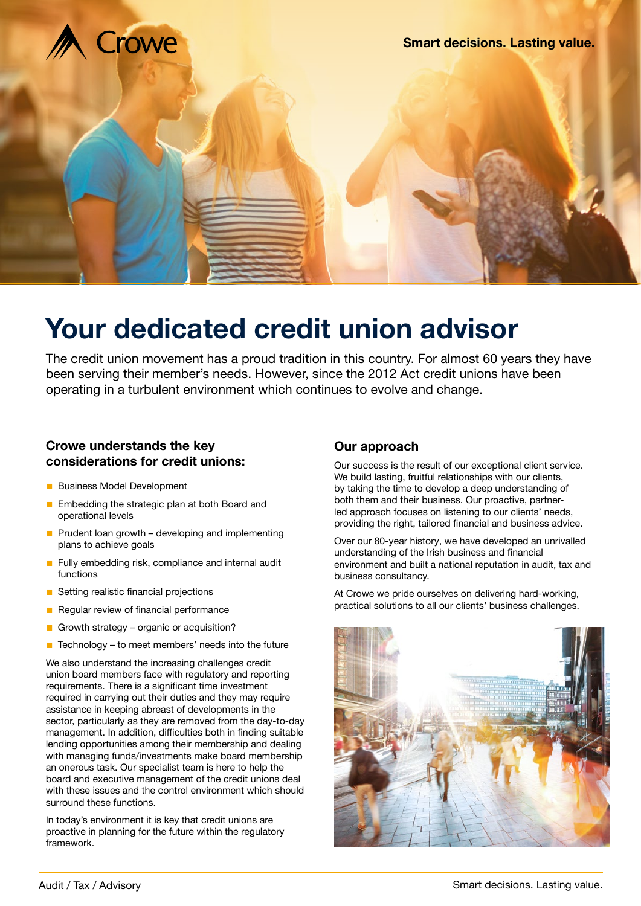# Your dedicated credit union advisor

The credit union movement has a proud tradition in this country. For almost 60 years they have been serving their member's needs. However, since the 2012 Act credit unions have been operating in a turbulent environment which continues to evolve and change.

### Crowe understands the key considerations for credit unions:

- Business Model Development
- Embedding the strategic plan at both Board and operational levels
- Prudent loan growth – developing and implementing plans to achieve goals
- Fully embedding risk, compliance and internal audit functions
- Setting realistic financial projections
- Regular review of financial performance
- Growth strategy – organic or acquisition?
- Technology – to meet members' needs into the future

We also understand the increasing challenges credit union board members face with regulatory and reporting requirements. There is a significant time investment required in carrying out their duties and they may require assistance in keeping abreast of developments in the sector, particularly as they are removed from the day-to-day management. In addition, difficulties both in finding suitable lending opportunities among their membership and dealing with managing funds/investments make board membership an onerous task. Our specialist team is here to help the board and executive management of the credit unions deal with these issues and the control environment which should surround these functions.

In today's environment it is key that credit unions are proactive in planning for the future within the regulatory framework.

### Our approach

Our success is the result of our exceptional client service. We build lasting, fruitful relationships with our clients, by taking the time to develop a deep understanding of both them and their business. Our proactive, partner-led approach focuses on listening to our clients' needs, providing the right, tailored financial and business advice.

Over our 80-year history, we have developed an unrivalled understanding of the Irish business and financial environment and built a national reputation in audit, tax and business consultancy.

At Crowe we pride ourselves on delivering hard-working, practical solutions to all our clients' business challenges.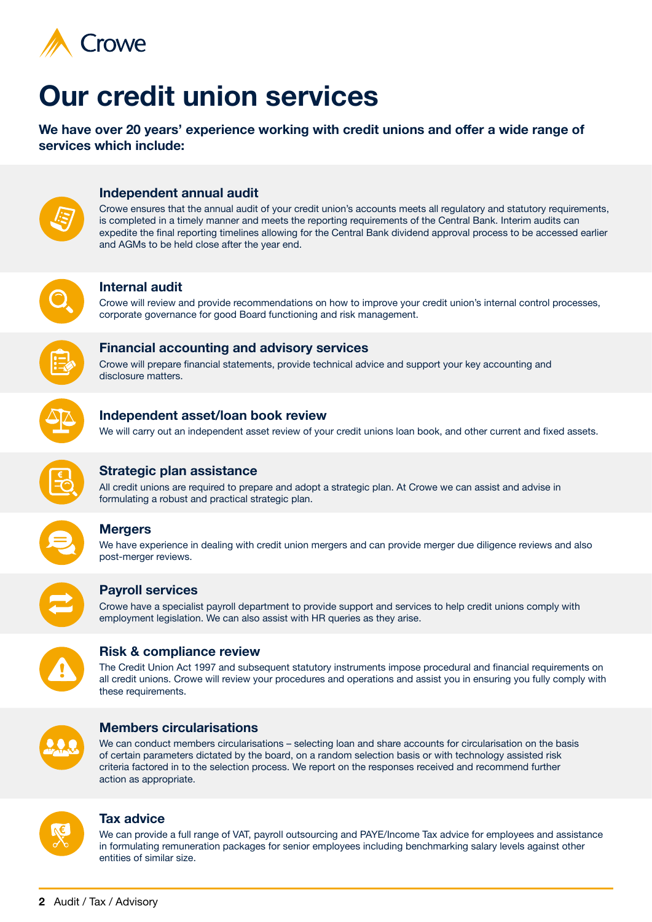Crowe

# Our credit union services

**We have over 20 years' experience working with credit unions and offer a wide range of services which include:**

### Independent annual audit

Crowe ensures that the annual audit of your credit union's accounts meets all regulatory and statutory requirements, is completed in a timely manner and meets the reporting requirements of the Central Bank. Interim audits can expedite the final reporting timelines allowing for the Central Bank dividend approval process to be accessed earlier and AGMs to be held close after the year end.

### Internal audit

Crowe will review and provide recommendations on how to improve your credit union's internal control processes, corporate governance for good Board functioning and risk management.

### Financial accounting and advisory services

Crowe will prepare financial statements, provide technical advice and support your key accounting and disclosure matters.

### Independent asset/loan book review

We will carry out an independent asset review of your credit unions loan book, and other current and fixed assets.

### Strategic plan assistance

All credit unions are required to prepare and adopt a strategic plan. At Crowe we can assist and advise in formulating a robust and practical strategic plan.

### Mergers

We have experience in dealing with credit union mergers and can provide merger due diligence reviews and also post-merger reviews.

### Payroll services

Crowe have a specialist payroll department to provide support and services to help credit unions comply with employment legislation. We can also assist with HR queries as they arise.

### Risk & compliance review

The Credit Union Act 1997 and subsequent statutory instruments impose procedural and financial requirements on all credit unions. Crowe will review your procedures and operations and assist you in ensuring you fully comply with these requirements.

### Members circularisations

We can conduct members circularisations – selecting loan and share accounts for circularisation on the basis of certain parameters dictated by the board, on a random selection basis or with technology assisted risk criteria factored in to the selection process. We report on the responses received and recommend further action as appropriate.

### Tax advice

We can provide a full range of VAT, payroll outsourcing and PAYE/Income Tax advice for employees and assistance in formulating remuneration packages for senior employees including benchmarking salary levels against other entities of similar size.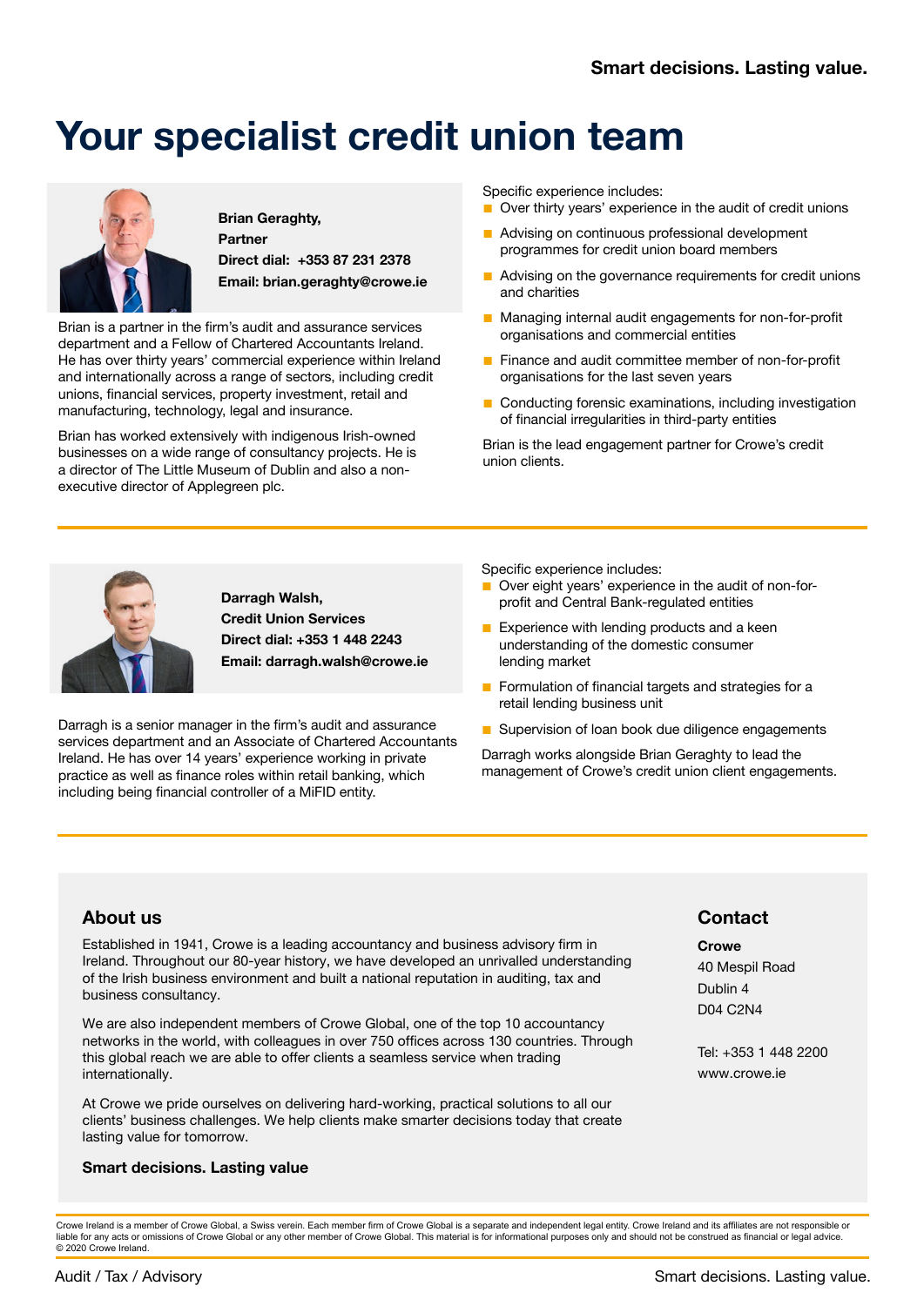# Your specialist credit union team

**Brian Geraghty,**
**Partner**
**Direct dial: +353 87 231 2378**
**Email: brian.geraghty@crowe.ie**

Brian is a partner in the firm's audit and assurance services department and a Fellow of Chartered Accountants Ireland. He has over thirty years' commercial experience within Ireland and internationally across a range of sectors, including credit unions, financial services, property investment, retail and manufacturing, technology, legal and insurance.

Brian has worked extensively with indigenous Irish-owned businesses on a wide range of consultancy projects. He is a director of The Little Museum of Dublin and also a non-executive director of Applegreen plc.

Specific experience includes:

- Over thirty years' experience in the audit of credit unions
- Advising on continuous professional development programmes for credit union board members
- Advising on the governance requirements for credit unions and charities
- Managing internal audit engagements for non-for-profit organisations and commercial entities
- Finance and audit committee member of non-for-profit organisations for the last seven years
- Conducting forensic examinations, including investigation of financial irregularities in third-party entities

Brian is the lead engagement partner for Crowe's credit union clients.

---

**Darragh Walsh,**
**Credit Union Services**
**Direct dial: +353 1 448 2243**
**Email: darragh.walsh@crowe.ie**

Darragh is a senior manager in the firm's audit and assurance services department and an Associate of Chartered Accountants Ireland. He has over 14 years' experience working in private practice as well as finance roles within retail banking, which including being financial controller of a MiFID entity.

Specific experience includes:

- Over eight years' experience in the audit of non-for-profit and Central Bank-regulated entities
- Experience with lending products and a keen understanding of the domestic consumer lending market
- Formulation of financial targets and strategies for a retail lending business unit
- Supervision of loan book due diligence engagements

Darragh works alongside Brian Geraghty to lead the management of Crowe's credit union client engagements.

---

## About us

Established in 1941, Crowe is a leading accountancy and business advisory firm in Ireland. Throughout our 80-year history, we have developed an unrivalled understanding of the Irish business environment and built a national reputation in auditing, tax and business consultancy.

We are also independent members of Crowe Global, one of the top 10 accountancy networks in the world, with colleagues in over 750 offices across 130 countries. Through this global reach we are able to offer clients a seamless service when trading internationally.

At Crowe we pride ourselves on delivering hard-working, practical solutions to all our clients' business challenges. We help clients make smarter decisions today that create lasting value for tomorrow.

**Smart decisions. Lasting value**

## Contact

**Crowe**
40 Mespil Road
Dublin 4
D04 C2N4

Tel: +353 1 448 2200
www.crowe.ie

Crowe Ireland is a member of Crowe Global, a Swiss verein. Each member firm of Crowe Global is a separate and independent legal entity. Crowe Ireland and its affiliates are not responsible or liable for any acts or omissions of Crowe Global or any other member of Crowe Global. This material is for informational purposes only and should not be construed as financial or legal advice. © 2020 Crowe Ireland.

Audit / Tax / Advisory